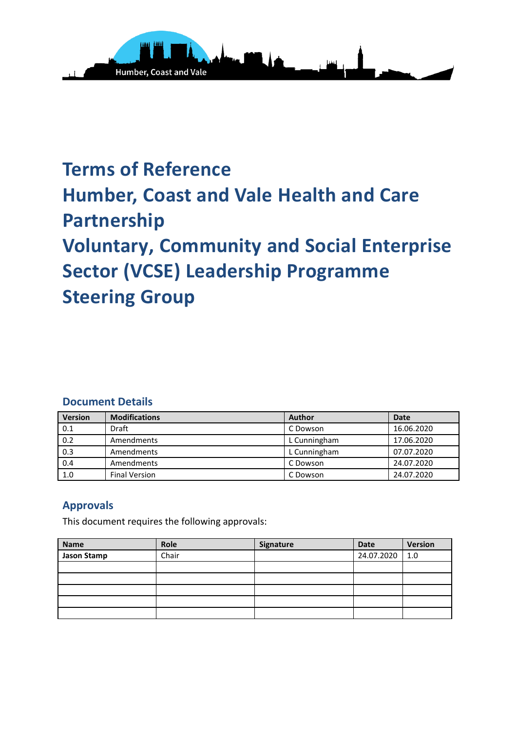# Terms of Reference
# Humber, Coast and Vale Health and Care Partnership
# Voluntary, Community and Social Enterprise Sector (VCSE) Leadership Programme Steering Group

## Document Details

| Version | Modifications | Author | Date |
| --- | --- | --- | --- |
| 0.1 | Draft | C Dowson | 16.06.2020 |
| 0.2 | Amendments | L Cunningham | 17.06.2020 |
| 0.3 | Amendments | L Cunningham | 07.07.2020 |
| 0.4 | Amendments | C Dowson | 24.07.2020 |
| 1.0 | Final Version | C Dowson | 24.07.2020 |

## Approvals

This document requires the following approvals:

| Name | Role | Signature | Date | Version |
| --- | --- | --- | --- | --- |
| **Jason Stamp** | Chair | | 24.07.2020 | 1.0 |
| | | | | |
| | | | | |
| | | | | |
| | | | | |
| | | | | |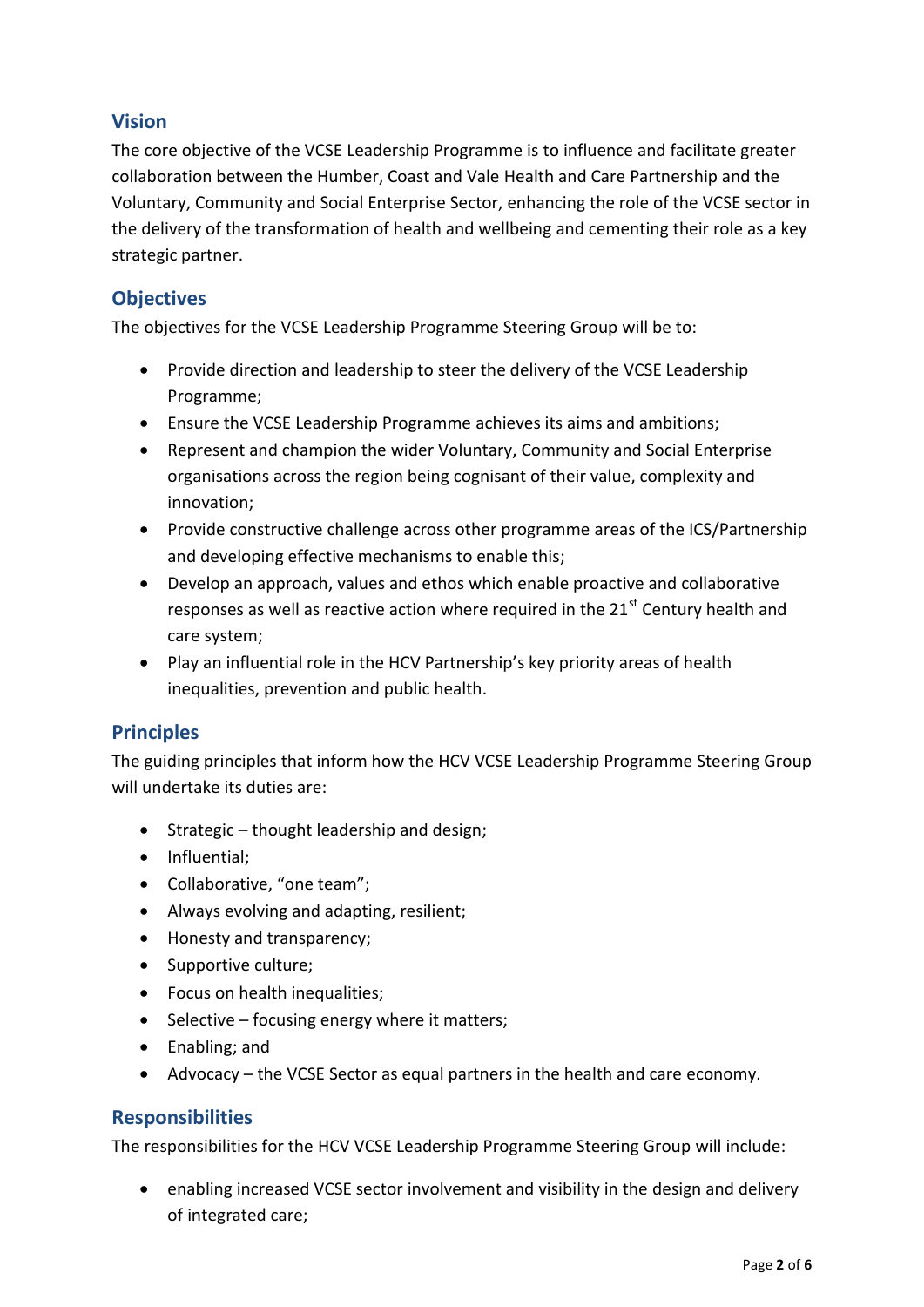## Vision

The core objective of the VCSE Leadership Programme is to influence and facilitate greater collaboration between the Humber, Coast and Vale Health and Care Partnership and the Voluntary, Community and Social Enterprise Sector, enhancing the role of the VCSE sector in the delivery of the transformation of health and wellbeing and cementing their role as a key strategic partner.

## Objectives

The objectives for the VCSE Leadership Programme Steering Group will be to:

- Provide direction and leadership to steer the delivery of the VCSE Leadership Programme;
- Ensure the VCSE Leadership Programme achieves its aims and ambitions;
- Represent and champion the wider Voluntary, Community and Social Enterprise organisations across the region being cognisant of their value, complexity and innovation;
- Provide constructive challenge across other programme areas of the ICS/Partnership and developing effective mechanisms to enable this;
- Develop an approach, values and ethos which enable proactive and collaborative responses as well as reactive action where required in the 21st Century health and care system;
- Play an influential role in the HCV Partnership's key priority areas of health inequalities, prevention and public health.

## Principles

The guiding principles that inform how the HCV VCSE Leadership Programme Steering Group will undertake its duties are:

- Strategic – thought leadership and design;
- Influential;
- Collaborative, "one team";
- Always evolving and adapting, resilient;
- Honesty and transparency;
- Supportive culture;
- Focus on health inequalities;
- Selective – focusing energy where it matters;
- Enabling; and
- Advocacy – the VCSE Sector as equal partners in the health and care economy.

## Responsibilities

The responsibilities for the HCV VCSE Leadership Programme Steering Group will include:

- enabling increased VCSE sector involvement and visibility in the design and delivery of integrated care;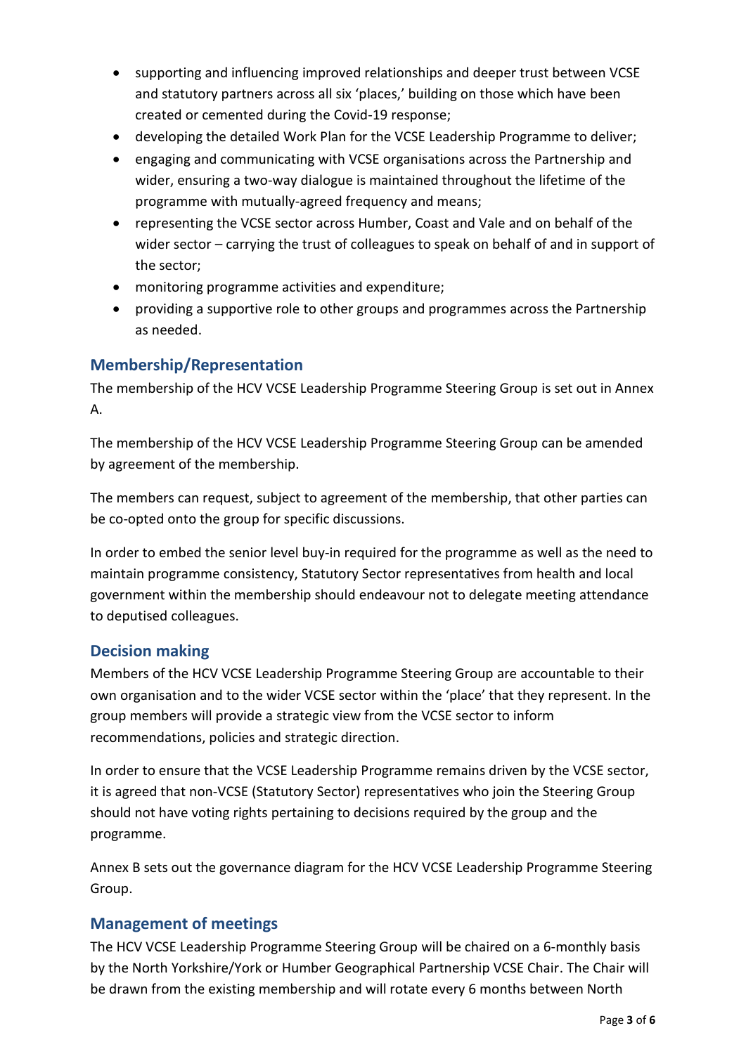- supporting and influencing improved relationships and deeper trust between VCSE and statutory partners across all six 'places,' building on those which have been created or cemented during the Covid-19 response;
- developing the detailed Work Plan for the VCSE Leadership Programme to deliver;
- engaging and communicating with VCSE organisations across the Partnership and wider, ensuring a two-way dialogue is maintained throughout the lifetime of the programme with mutually-agreed frequency and means;
- representing the VCSE sector across Humber, Coast and Vale and on behalf of the wider sector – carrying the trust of colleagues to speak on behalf of and in support of the sector;
- monitoring programme activities and expenditure;
- providing a supportive role to other groups and programmes across the Partnership as needed.

## Membership/Representation

The membership of the HCV VCSE Leadership Programme Steering Group is set out in Annex A.

The membership of the HCV VCSE Leadership Programme Steering Group can be amended by agreement of the membership.

The members can request, subject to agreement of the membership, that other parties can be co-opted onto the group for specific discussions.

In order to embed the senior level buy-in required for the programme as well as the need to maintain programme consistency, Statutory Sector representatives from health and local government within the membership should endeavour not to delegate meeting attendance to deputised colleagues.

## Decision making

Members of the HCV VCSE Leadership Programme Steering Group are accountable to their own organisation and to the wider VCSE sector within the 'place' that they represent. In the group members will provide a strategic view from the VCSE sector to inform recommendations, policies and strategic direction.

In order to ensure that the VCSE Leadership Programme remains driven by the VCSE sector, it is agreed that non-VCSE (Statutory Sector) representatives who join the Steering Group should not have voting rights pertaining to decisions required by the group and the programme.

Annex B sets out the governance diagram for the HCV VCSE Leadership Programme Steering Group.

## Management of meetings

The HCV VCSE Leadership Programme Steering Group will be chaired on a 6-monthly basis by the North Yorkshire/York or Humber Geographical Partnership VCSE Chair. The Chair will be drawn from the existing membership and will rotate every 6 months between North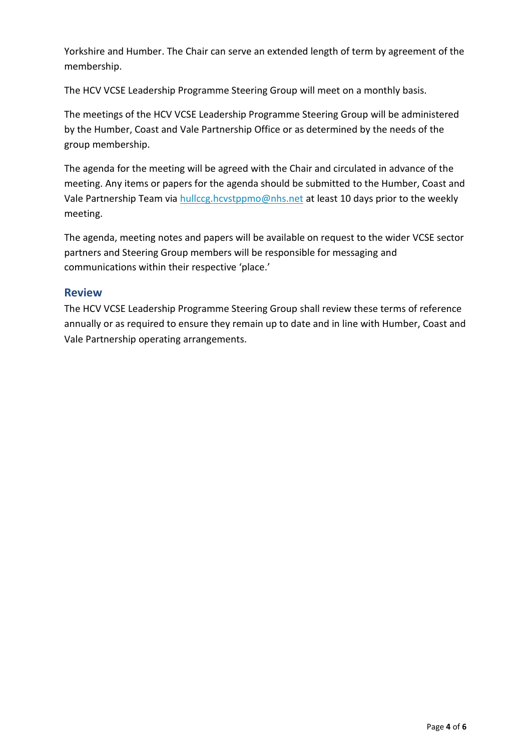Yorkshire and Humber. The Chair can serve an extended length of term by agreement of the membership.

The HCV VCSE Leadership Programme Steering Group will meet on a monthly basis.

The meetings of the HCV VCSE Leadership Programme Steering Group will be administered by the Humber, Coast and Vale Partnership Office or as determined by the needs of the group membership.

The agenda for the meeting will be agreed with the Chair and circulated in advance of the meeting. Any items or papers for the agenda should be submitted to the Humber, Coast and Vale Partnership Team via hullccg.hcvstppmo@nhs.net at least 10 days prior to the weekly meeting.

The agenda, meeting notes and papers will be available on request to the wider VCSE sector partners and Steering Group members will be responsible for messaging and communications within their respective 'place.'

## Review

The HCV VCSE Leadership Programme Steering Group shall review these terms of reference annually or as required to ensure they remain up to date and in line with Humber, Coast and Vale Partnership operating arrangements.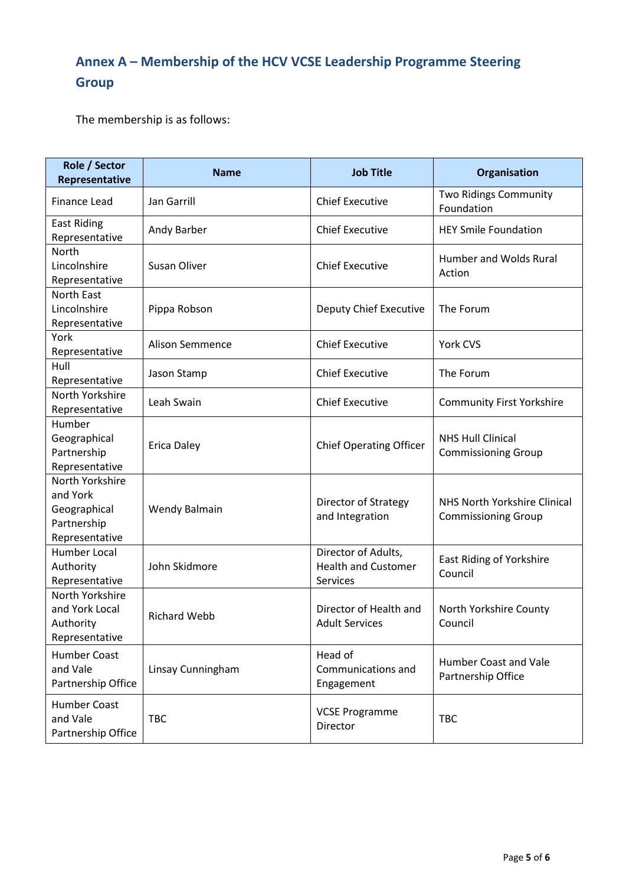## Annex A – Membership of the HCV VCSE Leadership Programme Steering Group

The membership is as follows:

| Role / Sector Representative | Name | Job Title | Organisation |
|---|---|---|---|
| Finance Lead | Jan Garrill | Chief Executive | Two Ridings Community Foundation |
| East Riding Representative | Andy Barber | Chief Executive | HEY Smile Foundation |
| North Lincolnshire Representative | Susan Oliver | Chief Executive | Humber and Wolds Rural Action |
| North East Lincolnshire Representative | Pippa Robson | Deputy Chief Executive | The Forum |
| York Representative | Alison Semmence | Chief Executive | York CVS |
| Hull Representative | Jason Stamp | Chief Executive | The Forum |
| North Yorkshire Representative | Leah Swain | Chief Executive | Community First Yorkshire |
| Humber Geographical Partnership Representative | Erica Daley | Chief Operating Officer | NHS Hull Clinical Commissioning Group |
| North Yorkshire and York Geographical Partnership Representative | Wendy Balmain | Director of Strategy and Integration | NHS North Yorkshire Clinical Commissioning Group |
| Humber Local Authority Representative | John Skidmore | Director of Adults, Health and Customer Services | East Riding of Yorkshire Council |
| North Yorkshire and York Local Authority Representative | Richard Webb | Director of Health and Adult Services | North Yorkshire County Council |
| Humber Coast and Vale Partnership Office | Linsay Cunningham | Head of Communications and Engagement | Humber Coast and Vale Partnership Office |
| Humber Coast and Vale Partnership Office | TBC | VCSE Programme Director | TBC |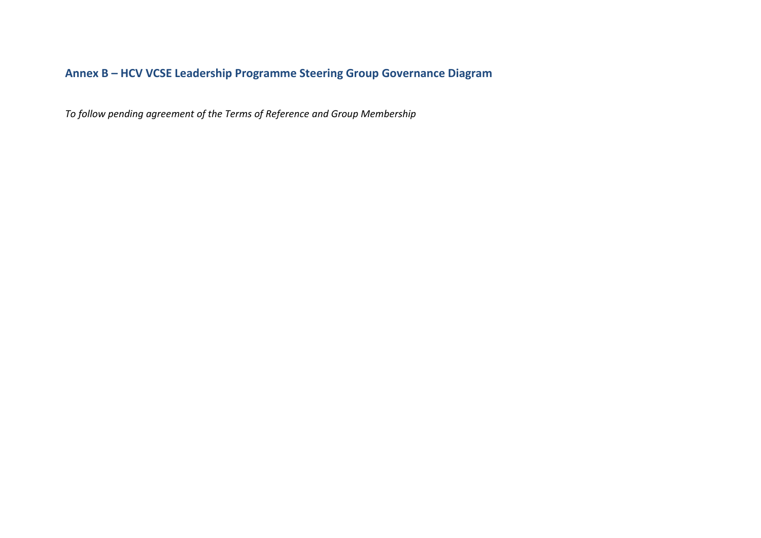## Annex B – HCV VCSE Leadership Programme Steering Group Governance Diagram

*To follow pending agreement of the Terms of Reference and Group Membership*